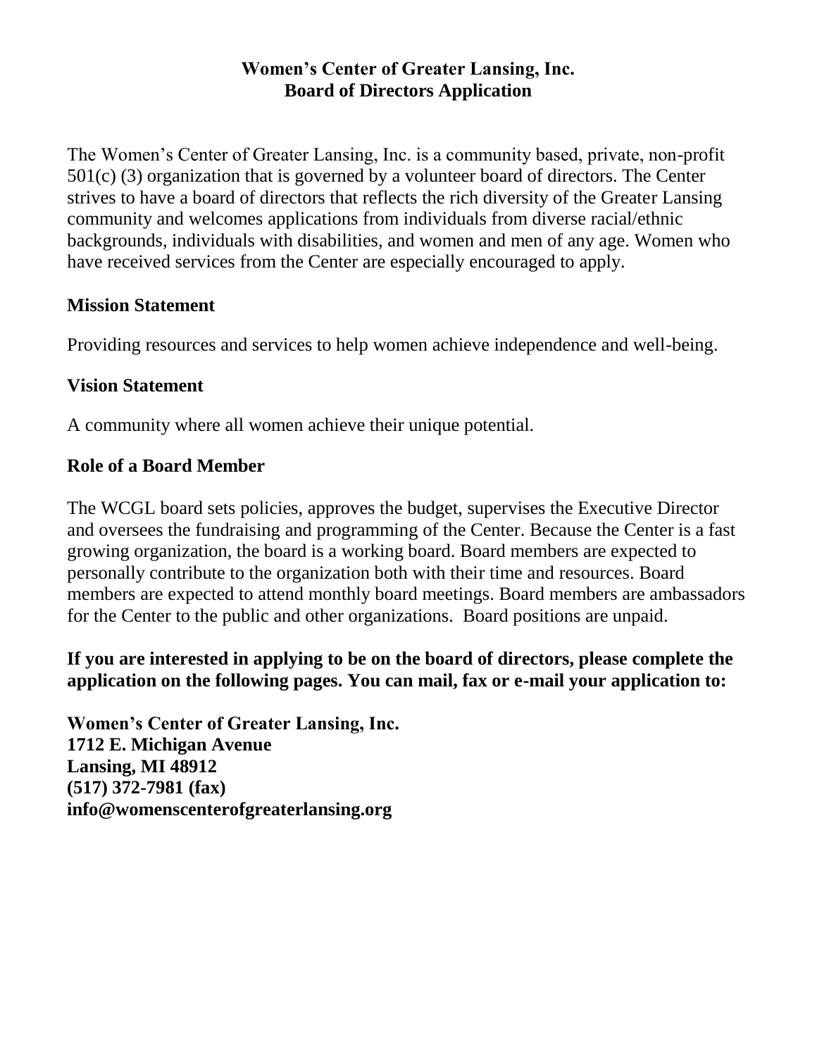# Women's Center of Greater Lansing, Inc.
# Board of Directors Application

The Women's Center of Greater Lansing, Inc. is a community based, private, non-profit 501(c) (3) organization that is governed by a volunteer board of directors. The Center strives to have a board of directors that reflects the rich diversity of the Greater Lansing community and welcomes applications from individuals from diverse racial/ethnic backgrounds, individuals with disabilities, and women and men of any age. Women who have received services from the Center are especially encouraged to apply.

## Mission Statement

Providing resources and services to help women achieve independence and well-being.

## Vision Statement

A community where all women achieve their unique potential.

## Role of a Board Member

The WCGL board sets policies, approves the budget, supervises the Executive Director and oversees the fundraising and programming of the Center. Because the Center is a fast growing organization, the board is a working board. Board members are expected to personally contribute to the organization both with their time and resources. Board members are expected to attend monthly board meetings. Board members are ambassadors for the Center to the public and other organizations. Board positions are unpaid.

**If you are interested in applying to be on the board of directors, please complete the application on the following pages. You can mail, fax or e-mail your application to:**

**Women's Center of Greater Lansing, Inc.**
**1712 E. Michigan Avenue**
**Lansing, MI 48912**
**(517) 372-7981 (fax)**
**info@womenscenterofgreaterlansing.org**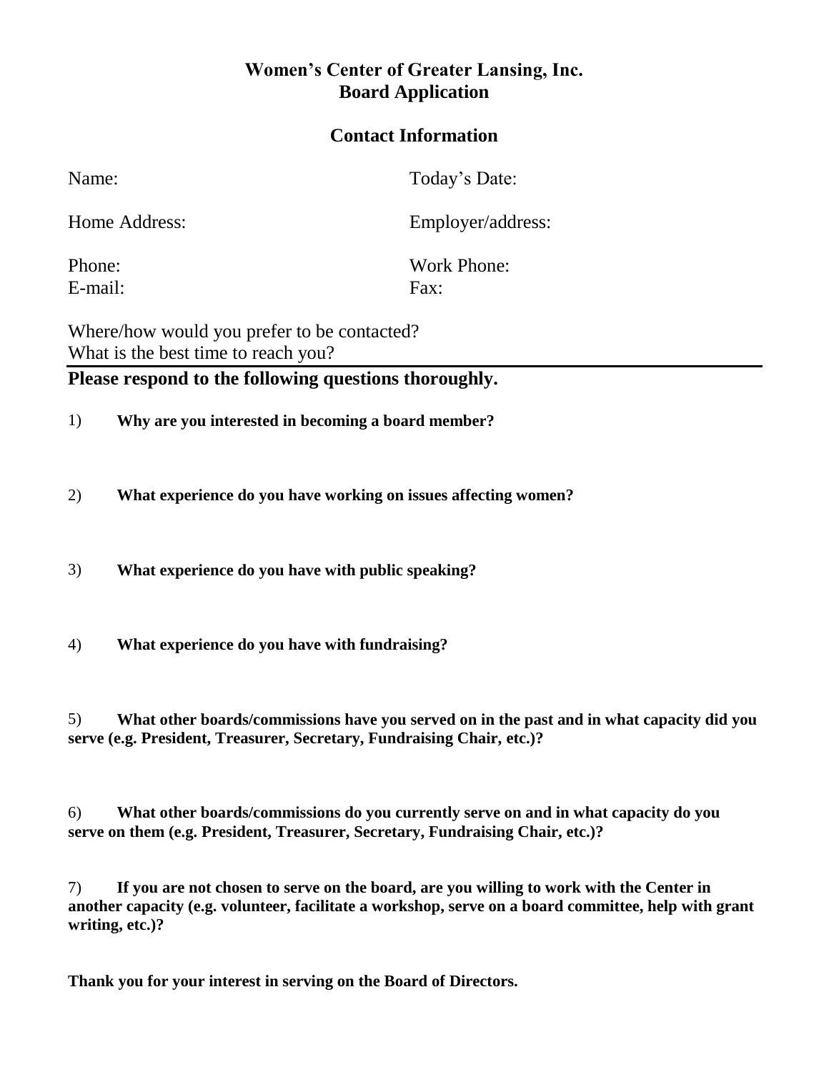**Women's Center of Greater Lansing, Inc.**
**Board Application**

## Contact Information

Name:

Today's Date:

Home Address:

Employer/address:

Phone:

Work Phone:

E-mail:

Fax:

Where/how would you prefer to be contacted?
What is the best time to reach you?

---

**Please respond to the following questions thoroughly.**

1) **Why are you interested in becoming a board member?**

2) **What experience do you have working on issues affecting women?**

3) **What experience do you have with public speaking?**

4) **What experience do you have with fundraising?**

5) **What other boards/commissions have you served on in the past and in what capacity did you serve (e.g. President, Treasurer, Secretary, Fundraising Chair, etc.)?**

6) **What other boards/commissions do you currently serve on and in what capacity do you serve on them (e.g. President, Treasurer, Secretary, Fundraising Chair, etc.)?**

7) **If you are not chosen to serve on the board, are you willing to work with the Center in another capacity (e.g. volunteer, facilitate a workshop, serve on a board committee, help with grant writing, etc.)?**

**Thank you for your interest in serving on the Board of Directors.**